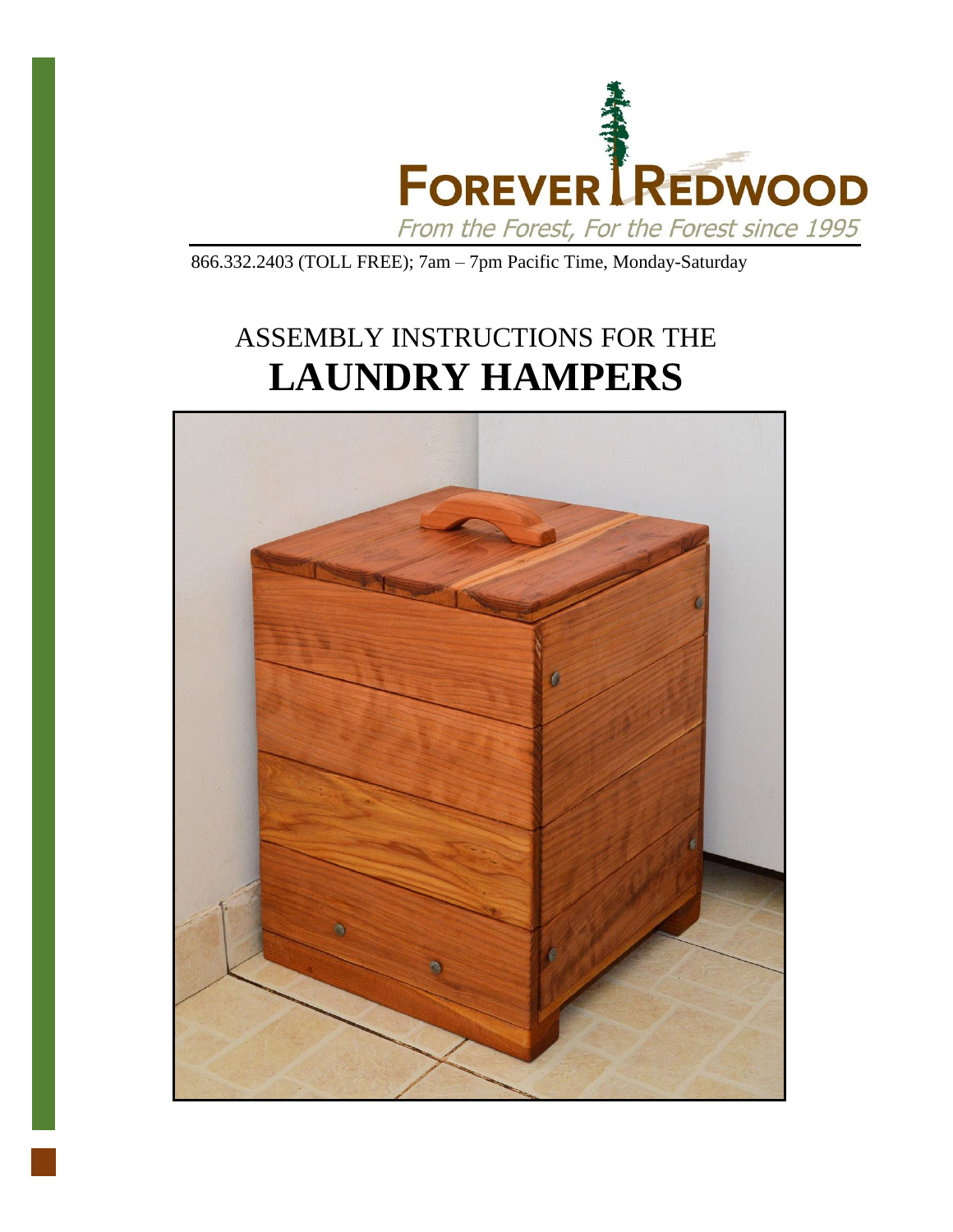FOREVER REDWOOD

*From the Forest, For the Forest since 1995*

866.332.2403 (TOLL FREE); 7am – 7pm Pacific Time, Monday-Saturday

# ASSEMBLY INSTRUCTIONS FOR THE LAUNDRY HAMPERS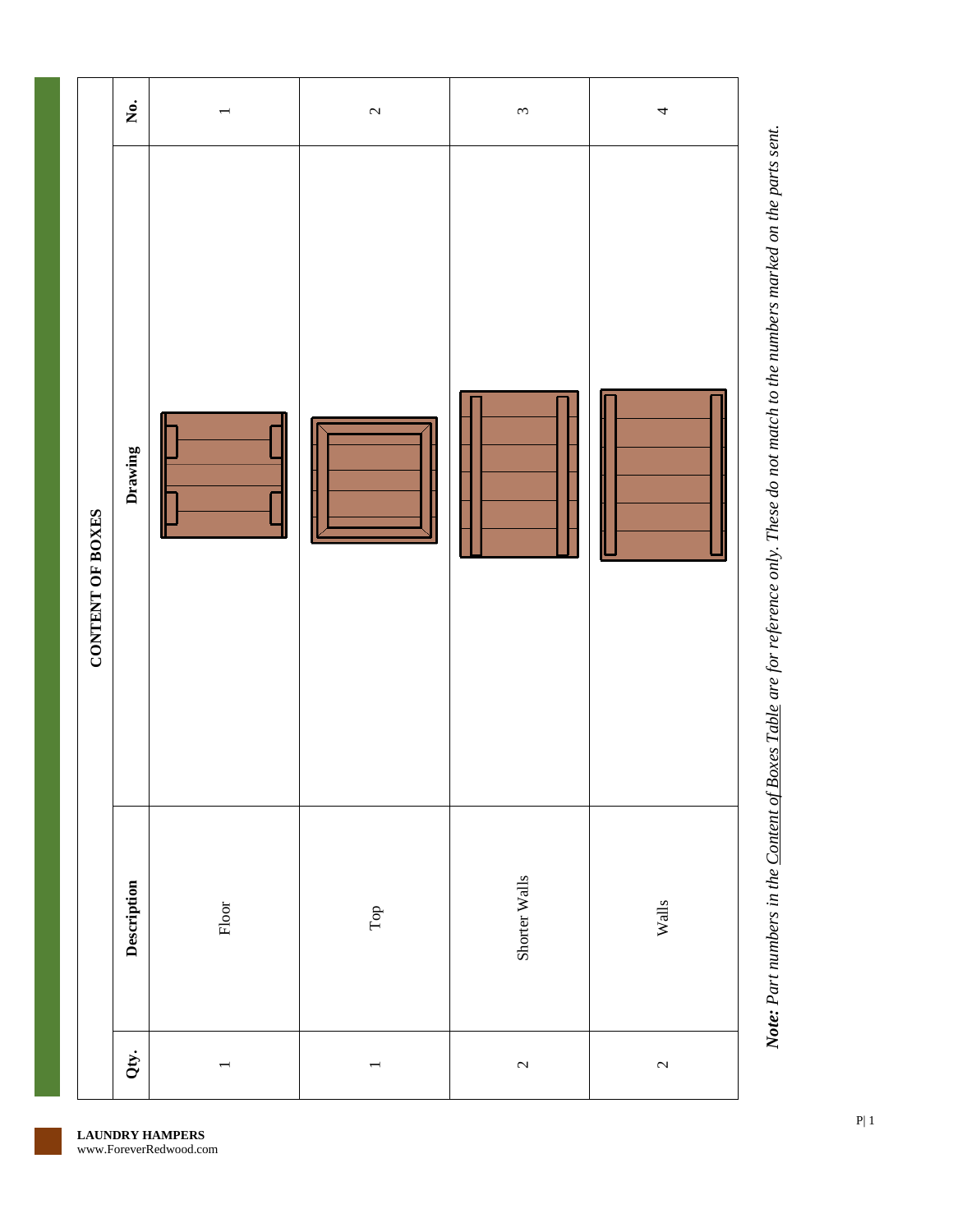## CONTENT OF BOXES

| No. | Drawing | Description | Qty. |
| --- | --- | --- | --- |
| 1 | | Floor | 1 |
| 2 | | Top | 1 |
| 3 | | Shorter Walls | 2 |
| 4 | | Walls | 2 |

***Note:*** *Part numbers in the Content of Boxes Table are for reference only. These do not match to the numbers marked on the parts sent.*

**LAUNDRY HAMPERS**
www.ForeverRedwood.com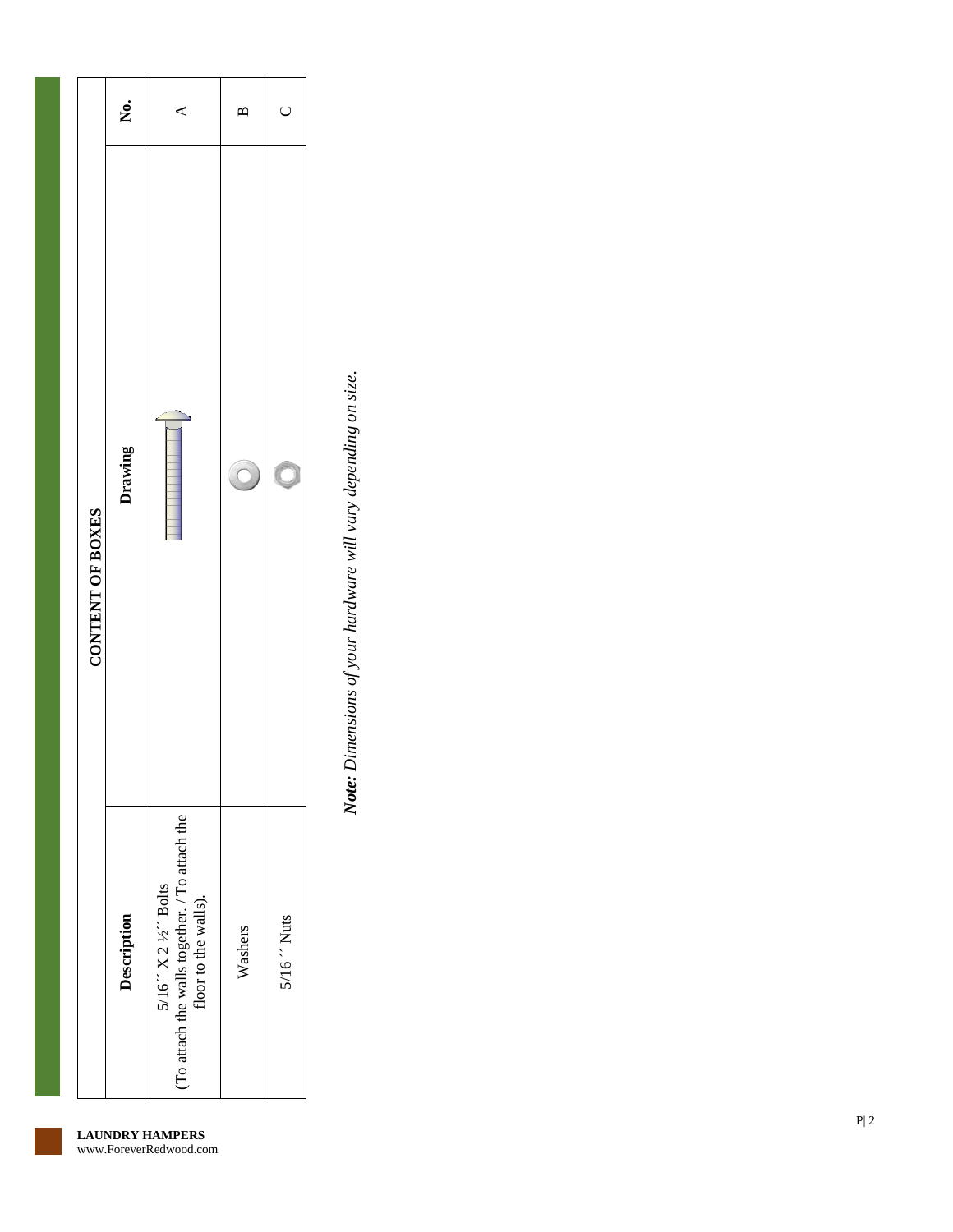| CONTENT OF BOXES | | |
|---|---|---|
| **Description** | **Drawing** | **No.** |
| 5/16´´ X 2 ½´´ Bolts (To attach the walls together. / To attach the floor to the walls). | | A |
| Washers | | B |
| 5/16 ´´ Nuts | | C |

***Note:** Dimensions of your hardware will vary depending on size.*

**LAUNDRY HAMPERS**
www.ForeverRedwood.com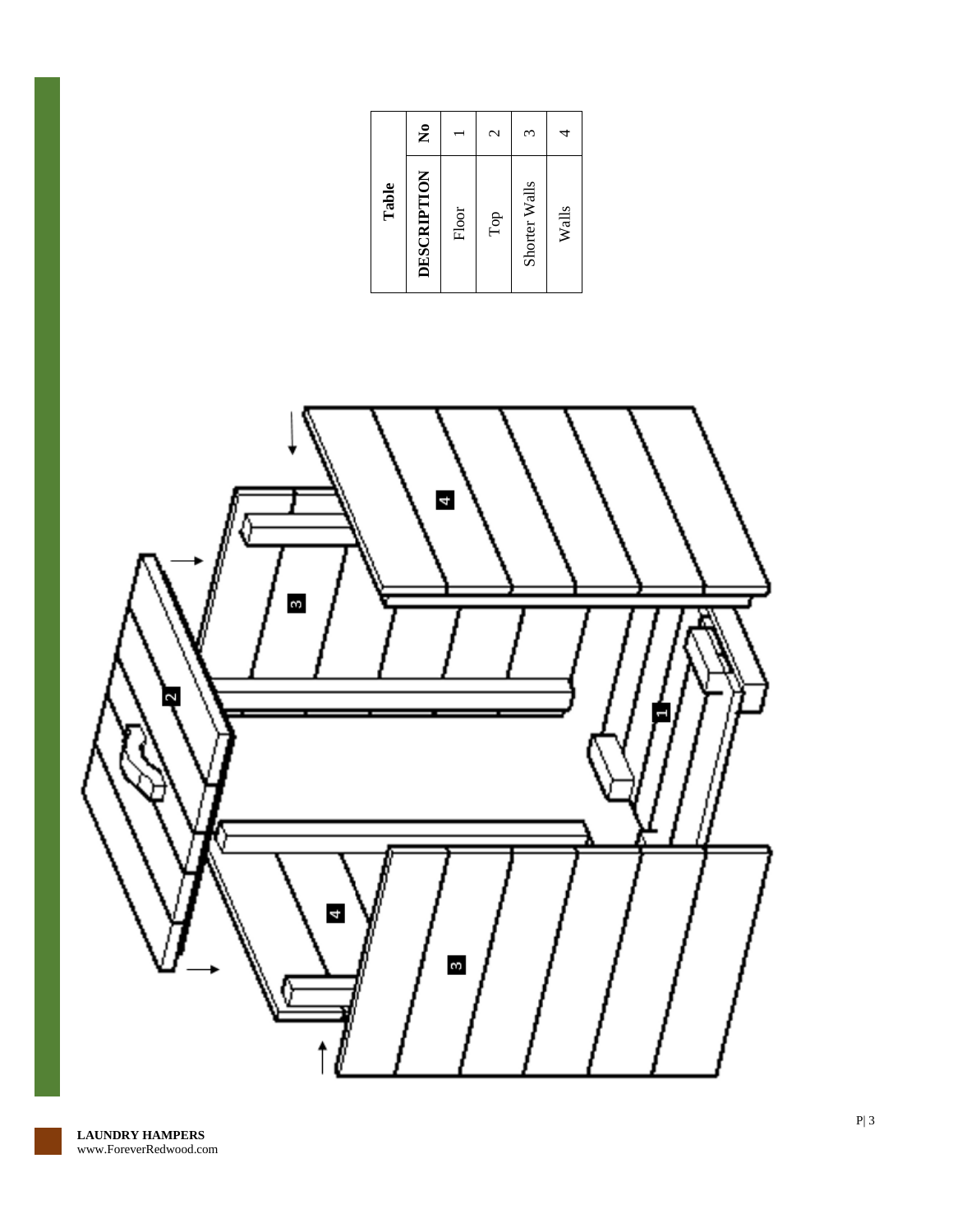| Table | |
|---|---|
| DESCRIPTION | No |
| Floor | 1 |
| Top | 2 |
| Shorter Walls | 3 |
| Walls | 4 |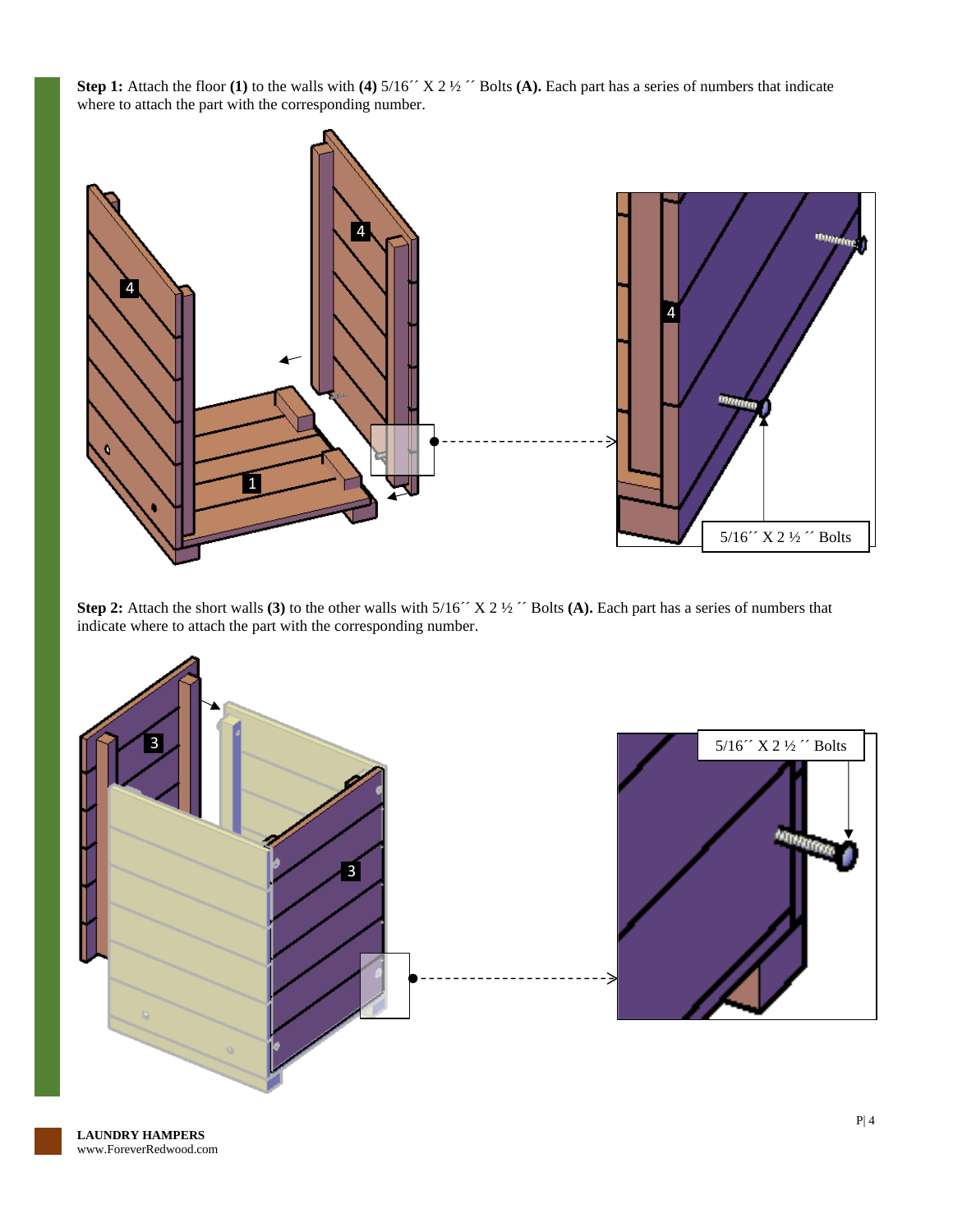**Step 1:** Attach the floor **(1)** to the walls with **(4)** 5/16´´ X 2 ½ ´´ Bolts **(A).** Each part has a series of numbers that indicate where to attach the part with the corresponding number.

**Step 2:** Attach the short walls **(3)** to the other walls with 5/16´´ X 2 ½ ´´ Bolts **(A).** Each part has a series of numbers that indicate where to attach the part with the corresponding number.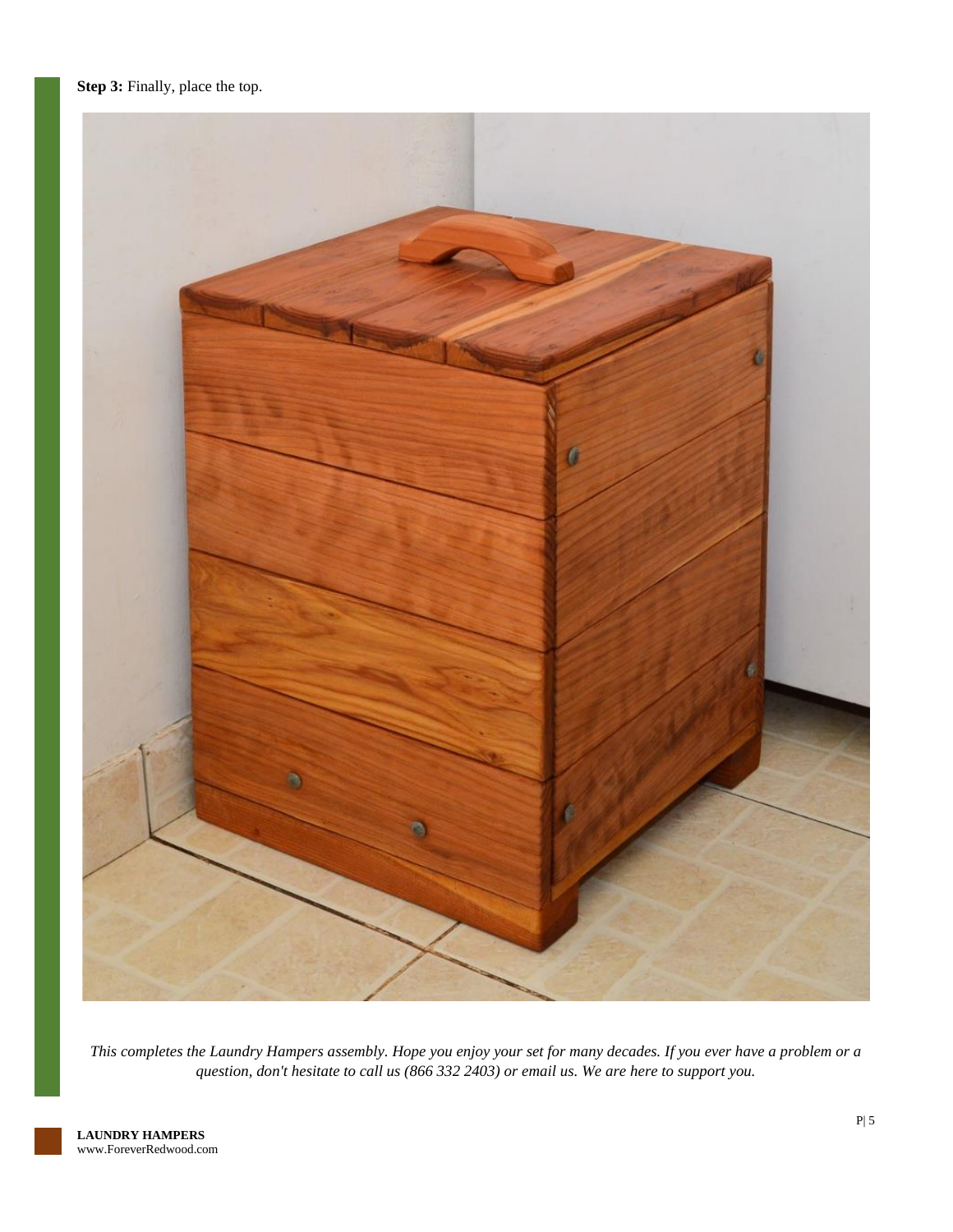**Step 3:** Finally, place the top.

*This completes the Laundry Hampers assembly. Hope you enjoy your set for many decades. If you ever have a problem or a question, don't hesitate to call us (866 332 2403) or email us. We are here to support you.*